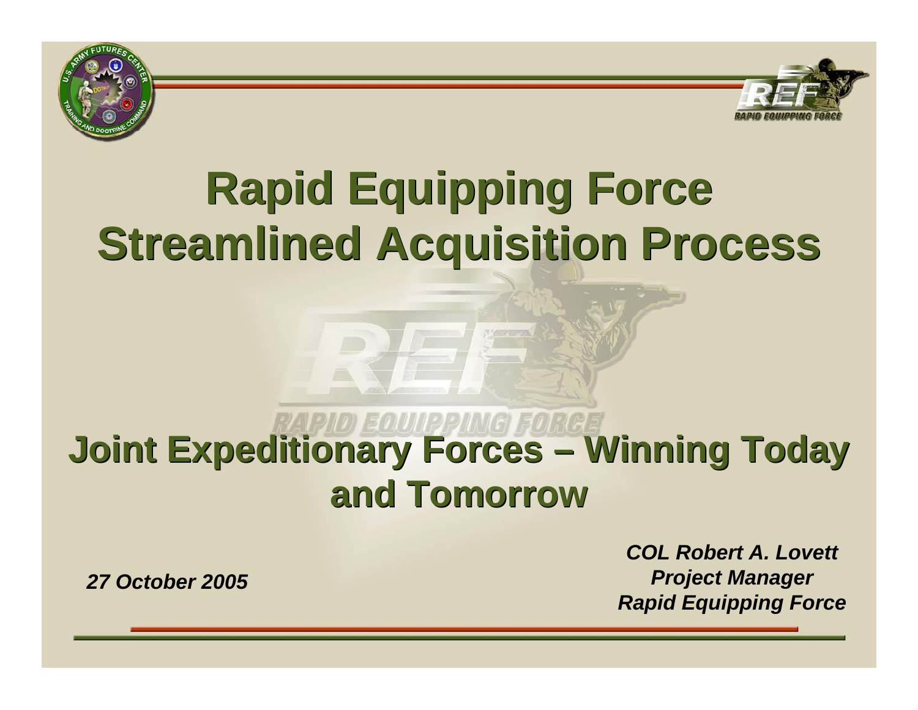# Rapid Equipping Force Streamlined Acquisition Process

## Joint Expeditionary Forces – Winning Today and Tomorrow

*27 October 2005*

***COL Robert A. Lovett***
***Project Manager***
***Rapid Equipping Force***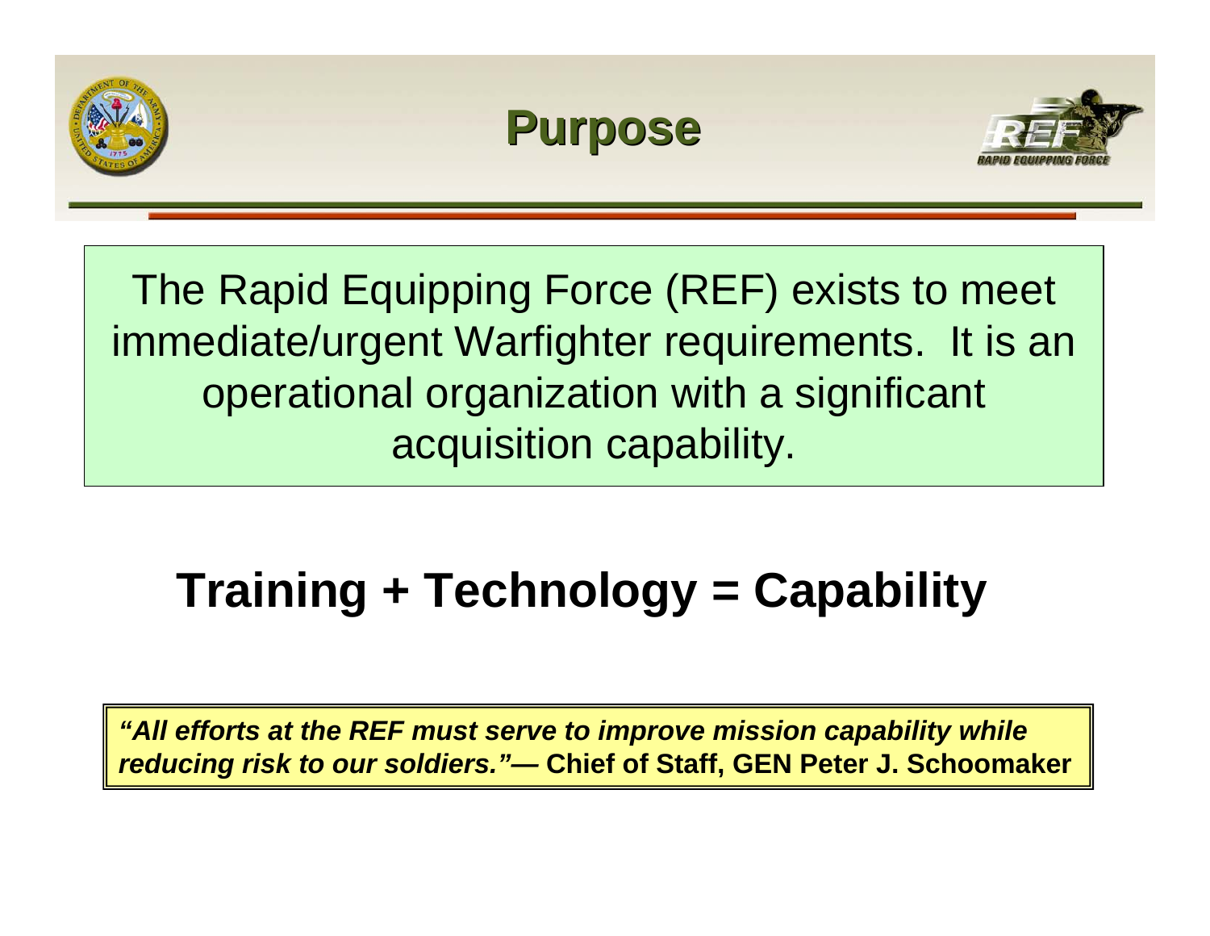# Purpose

The Rapid Equipping Force (REF) exists to meet immediate/urgent Warfighter requirements. It is an operational organization with a significant acquisition capability.

## Training + Technology = Capability

***"All efforts at the REF must serve to improve mission capability while reducing risk to our soldiers."*** **— Chief of Staff, GEN Peter J. Schoomaker**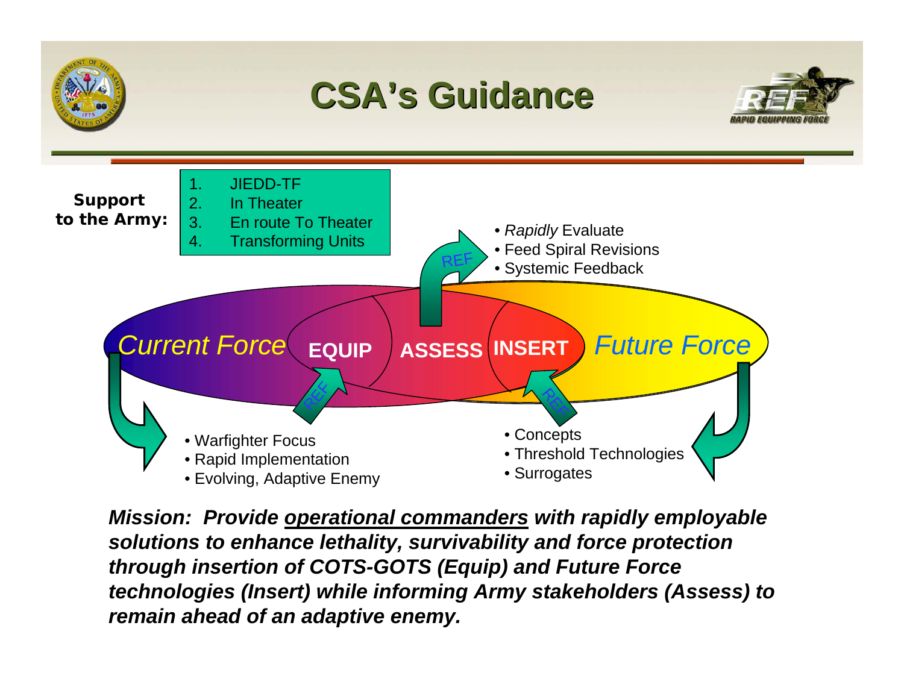# CSA's Guidance

**Support to the Army:**

1. JIEDD-TF
2. In Theater
3. En route To Theater
4. Transforming Units

- *Rapidly* Evaluate
- Feed Spiral Revisions
- Systemic Feedback

REF

*Current Force* **EQUIP** **ASSESS** **INSERT** *Future Force*

REF REF

- Warfighter Focus
- Rapid Implementation
- Evolving, Adaptive Enemy

- Concepts
- Threshold Technologies
- Surrogates

***Mission: Provide <u>operational commanders</u> with rapidly employable solutions to enhance lethality, survivability and force protection through insertion of COTS-GOTS (Equip) and Future Force technologies (Insert) while informing Army stakeholders (Assess) to remain ahead of an adaptive enemy.***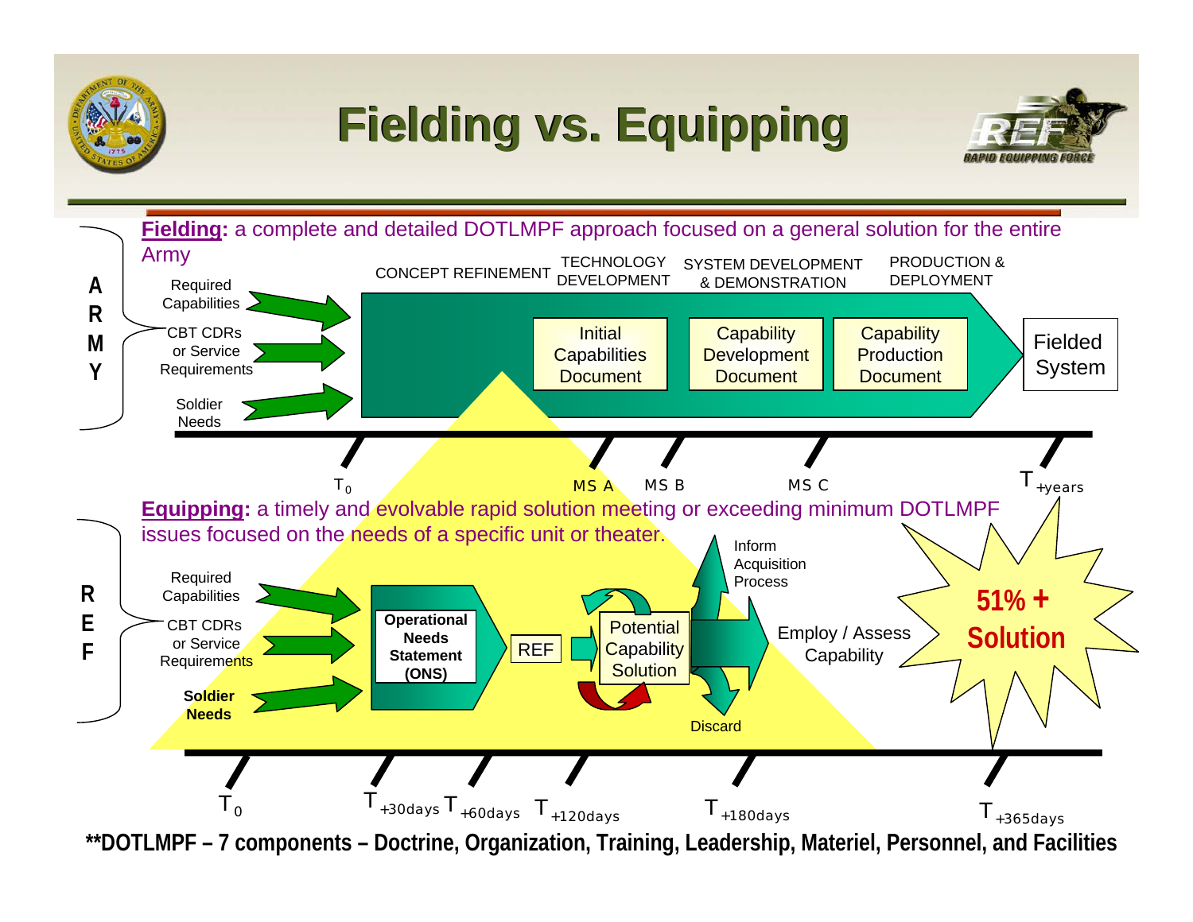# Fielding vs. Equipping

**Fielding:** a complete and detailed DOTLMPF approach focused on a general solution for the entire Army

**ARMY**

- Required Capabilities
- CBT CDRs or Service Requirements
- Soldier Needs

CONCEPT REFINEMENT — TECHNOLOGY DEVELOPMENT — SYSTEM DEVELOPMENT & DEMONSTRATION — PRODUCTION & DEPLOYMENT

Initial Capabilities Document → Capability Development Document → Capability Production Document → Fielded System

$T_0$ — MS A — MS B — MS C — $T_{+years}$

**Equipping:** a timely and evolvable rapid solution meeting or exceeding minimum DOTLMPF issues focused on the needs of a specific unit or theater.

**REF**

- Required Capabilities
- CBT CDRs or Service Requirements
- **Soldier Needs**

**Operational Needs Statement (ONS)** → REF → Potential Capability Solution → Employ / Assess Capability

- Inform Acquisition Process
- Discard

**51% + Solution**

$T_0$ — $T_{+30days}$ — $T_{+60days}$ — $T_{+120days}$ — $T_{+180days}$ — $T_{+365days}$

**DOTLMPF – 7 components – Doctrine, Organization, Training, Leadership, Materiel, Personnel, and Facilities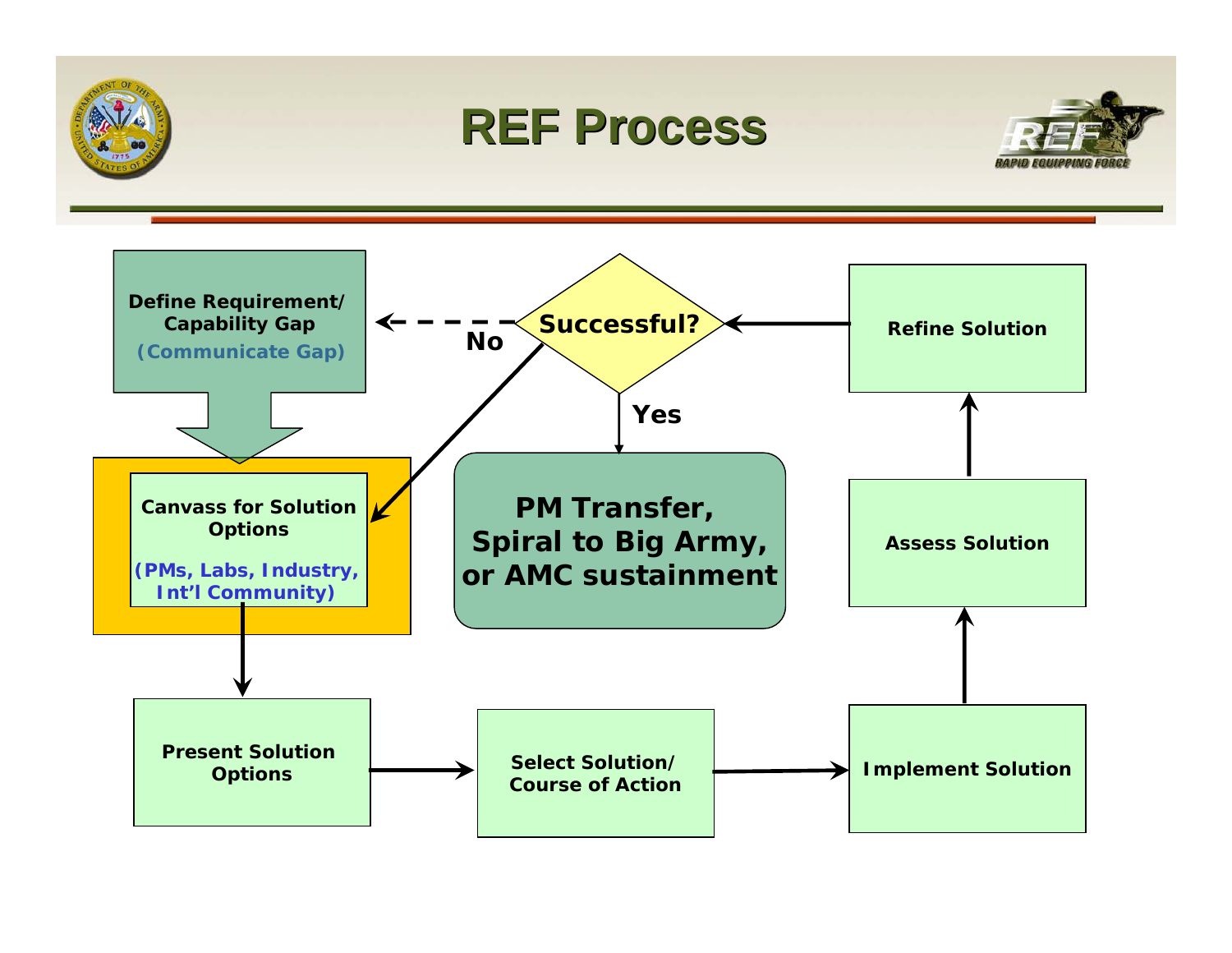# REF Process

**Define Requirement/ Capability Gap**
**(Communicate Gap)**

**Canvass for Solution Options**
**(PMs, Labs, Industry, Int'l Community)**

**Present Solution Options**

**Select Solution/ Course of Action**

**Implement Solution**

**Assess Solution**

**Refine Solution**

**Successful?**

**No**

**Yes**

**PM Transfer, Spiral to Big Army, or AMC sustainment**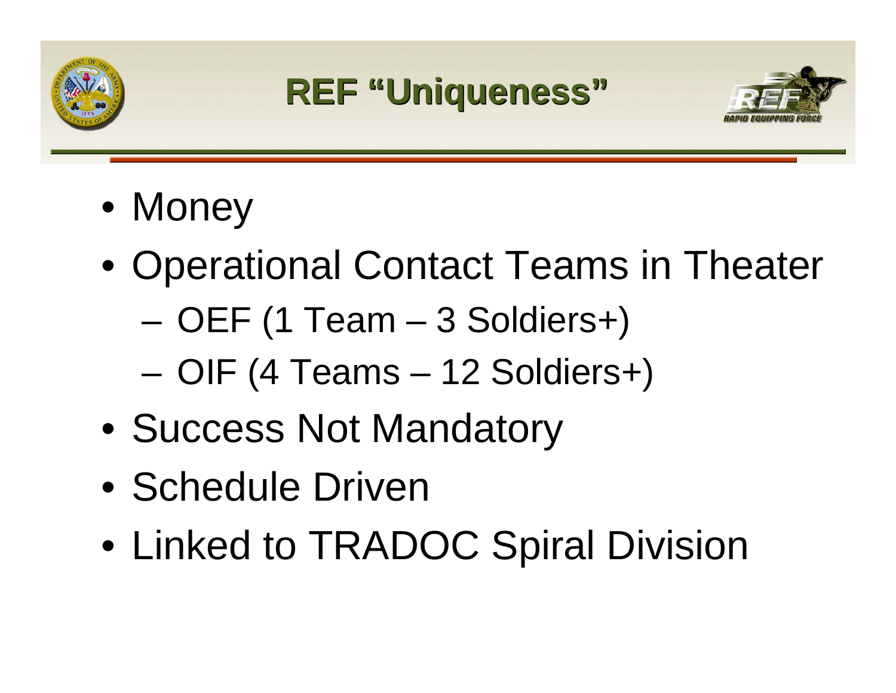# REF "Uniqueness"

- Money
- Operational Contact Teams in Theater
  - OEF (1 Team – 3 Soldiers+)
  - OIF (4 Teams – 12 Soldiers+)
- Success Not Mandatory
- Schedule Driven
- Linked to TRADOC Spiral Division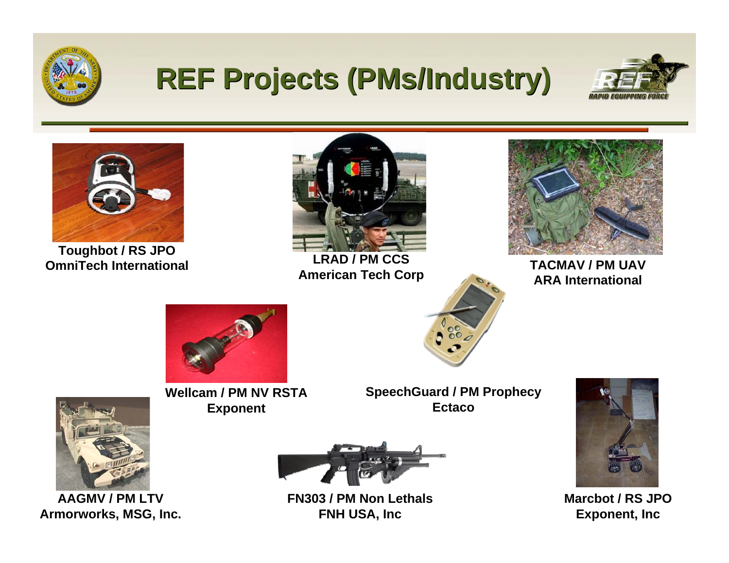# REF Projects (PMs/Industry)

**Toughbot / RS JPO**
**OmniTech International**

**LRAD / PM CCS**
**American Tech Corp**

**TACMAV / PM UAV**
**ARA International**

**Wellcam / PM NV RSTA**
**Exponent**

**SpeechGuard / PM Prophecy**
**Ectaco**

**AAGMV / PM LTV**
**Armorworks, MSG, Inc.**

**FN303 / PM Non Lethals**
**FNH USA, Inc**

**Marcbot / RS JPO**
**Exponent, Inc**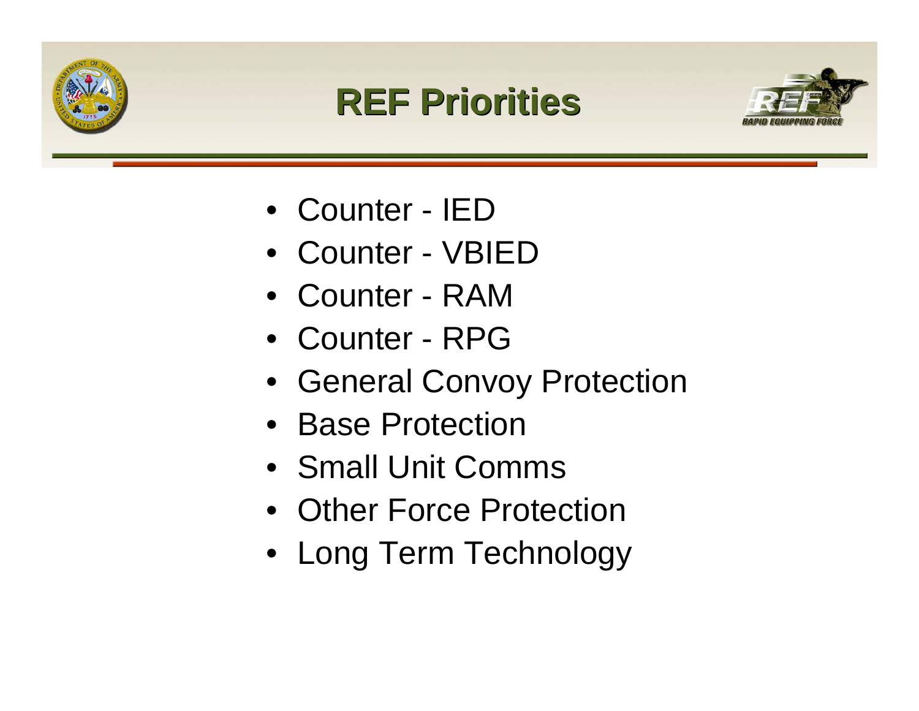# REF Priorities

- Counter - IED
- Counter - VBIED
- Counter - RAM
- Counter - RPG
- General Convoy Protection
- Base Protection
- Small Unit Comms
- Other Force Protection
- Long Term Technology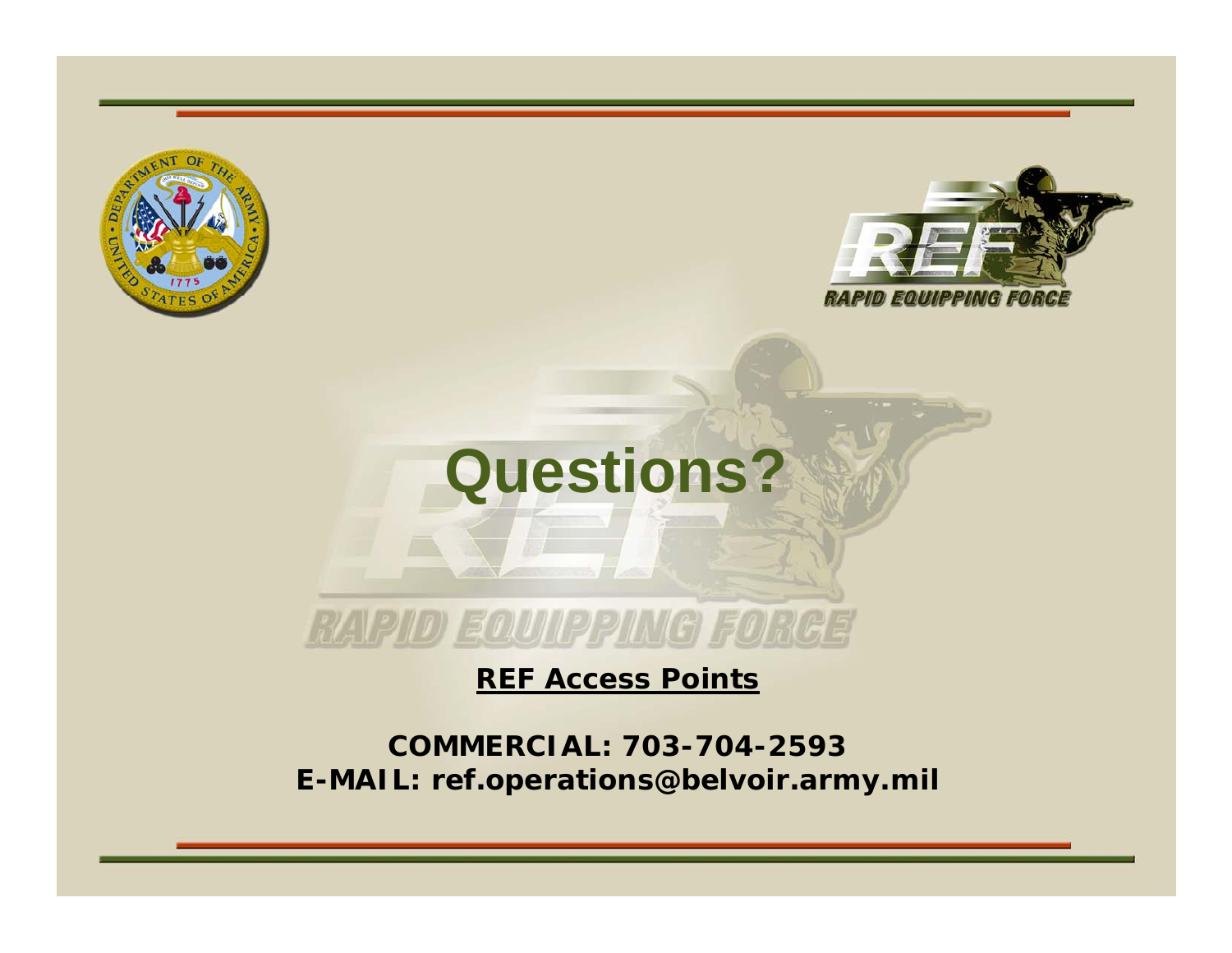# Questions?

**REF Access Points**

**COMMERCIAL: 703-704-2593**
**E-MAIL: ref.operations@belvoir.army.mil**